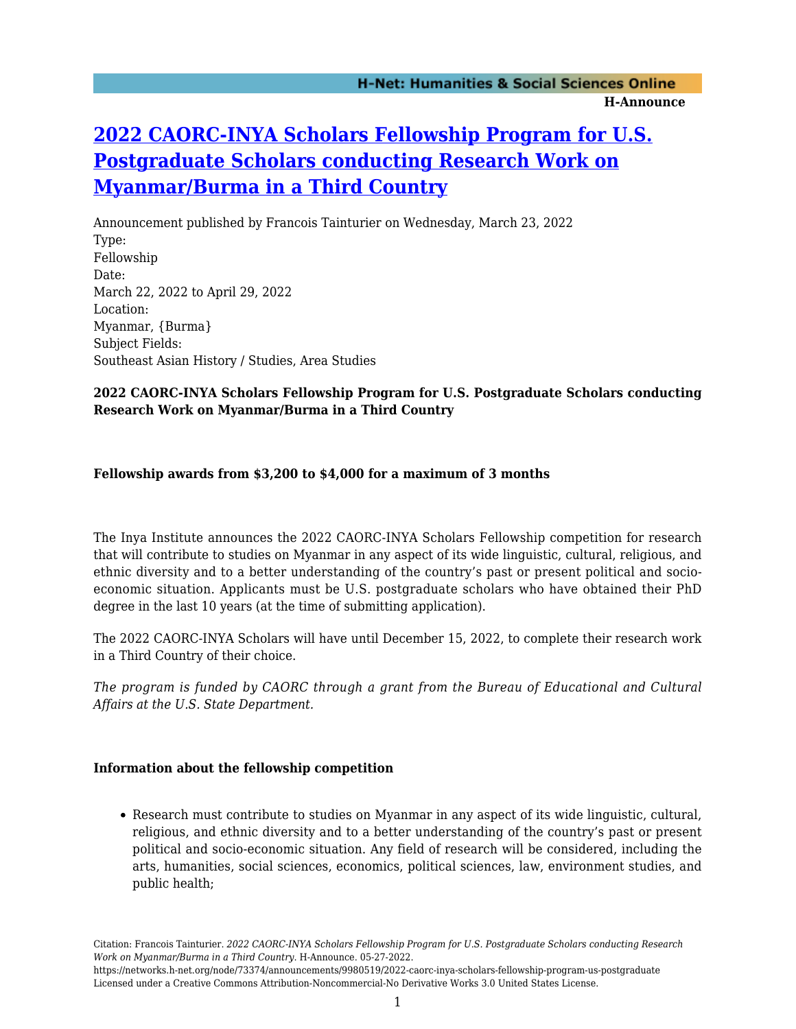# [2022 CAORC-INYA Scholars Fellowship Program for U.S. Postgraduate Scholars conducting Research Work on Myanmar/Burma in a Third Country]

Announcement published by Francois Tainturier on Wednesday, March 23, 2022

Type:
Fellowship

Date:
March 22, 2022 to April 29, 2022

Location:
Myanmar, {Burma}

Subject Fields:
Southeast Asian History / Studies, Area Studies

**2022 CAORC-INYA Scholars Fellowship Program for U.S. Postgraduate Scholars conducting Research Work on Myanmar/Burma in a Third Country**

**Fellowship awards from $3,200 to $4,000 for a maximum of 3 months**

The Inya Institute announces the 2022 CAORC-INYA Scholars Fellowship competition for research that will contribute to studies on Myanmar in any aspect of its wide linguistic, cultural, religious, and ethnic diversity and to a better understanding of the country's past or present political and socio-economic situation. Applicants must be U.S. postgraduate scholars who have obtained their PhD degree in the last 10 years (at the time of submitting application).

The 2022 CAORC-INYA Scholars will have until December 15, 2022, to complete their research work in a Third Country of their choice.

*The program is funded by CAORC through a grant from the Bureau of Educational and Cultural Affairs at the U.S. State Department.*

**Information about the fellowship competition**

- Research must contribute to studies on Myanmar in any aspect of its wide linguistic, cultural, religious, and ethnic diversity and to a better understanding of the country's past or present political and socio-economic situation. Any field of research will be considered, including the arts, humanities, social sciences, economics, political sciences, law, environment studies, and public health;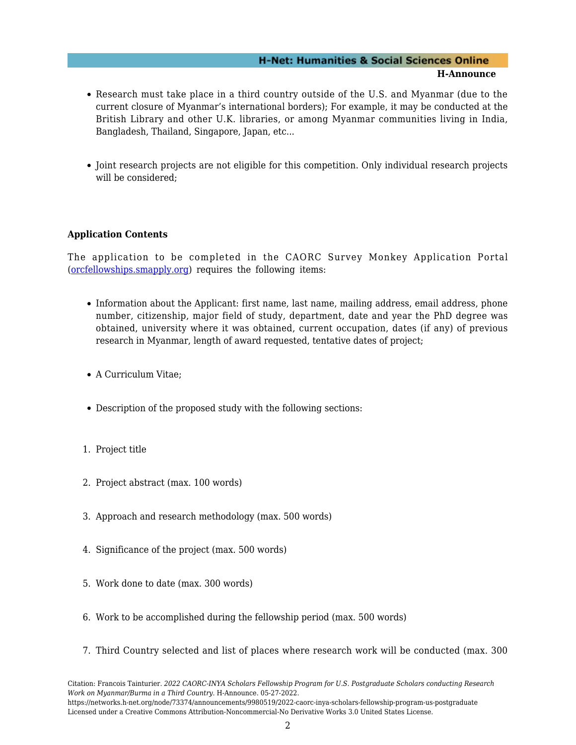- Research must take place in a third country outside of the U.S. and Myanmar (due to the current closure of Myanmar's international borders); For example, it may be conducted at the British Library and other U.K. libraries, or among Myanmar communities living in India, Bangladesh, Thailand, Singapore, Japan, etc...

- Joint research projects are not eligible for this competition. Only individual research projects will be considered;

**Application Contents**

The application to be completed in the CAORC Survey Monkey Application Portal ([orcfellowships.smapply.org](orcfellowships.smapply.org)) requires the following items:

- Information about the Applicant: first name, last name, mailing address, email address, phone number, citizenship, major field of study, department, date and year the PhD degree was obtained, university where it was obtained, current occupation, dates (if any) of previous research in Myanmar, length of award requested, tentative dates of project;

- A Curriculum Vitae;

- Description of the proposed study with the following sections:

1. Project title

2. Project abstract (max. 100 words)

3. Approach and research methodology (max. 500 words)

4. Significance of the project (max. 500 words)

5. Work done to date (max. 300 words)

6. Work to be accomplished during the fellowship period (max. 500 words)

7. Third Country selected and list of places where research work will be conducted (max. 300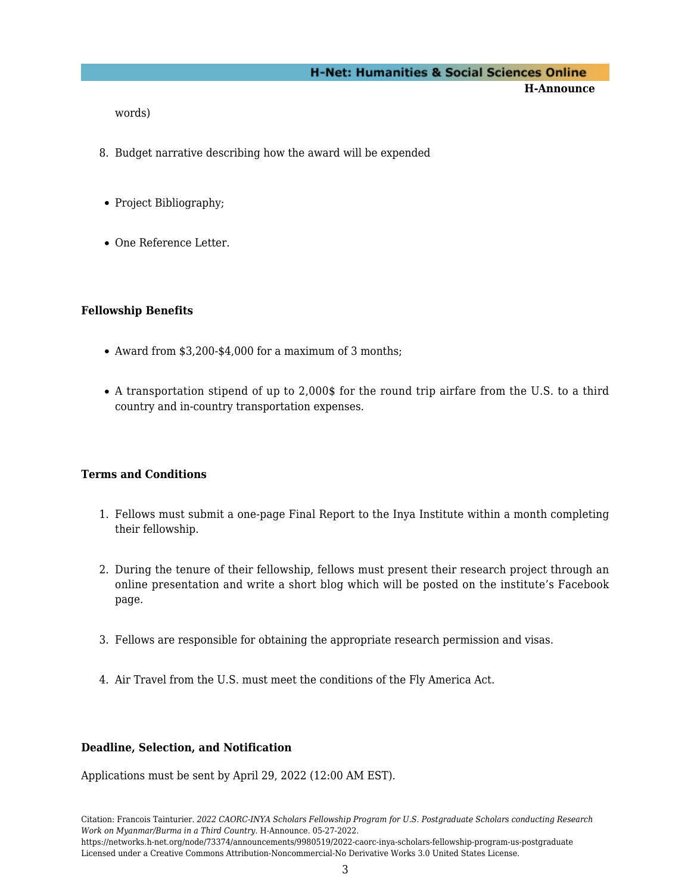words)

8. Budget narrative describing how the award will be expended

- Project Bibliography;
- One Reference Letter.

**Fellowship Benefits**

- Award from $3,200-$4,000 for a maximum of 3 months;
- A transportation stipend of up to 2,000$ for the round trip airfare from the U.S. to a third country and in-country transportation expenses.

**Terms and Conditions**

1. Fellows must submit a one-page Final Report to the Inya Institute within a month completing their fellowship.
2. During the tenure of their fellowship, fellows must present their research project through an online presentation and write a short blog which will be posted on the institute's Facebook page.
3. Fellows are responsible for obtaining the appropriate research permission and visas.
4. Air Travel from the U.S. must meet the conditions of the Fly America Act.

**Deadline, Selection, and Notification**

Applications must be sent by April 29, 2022 (12:00 AM EST).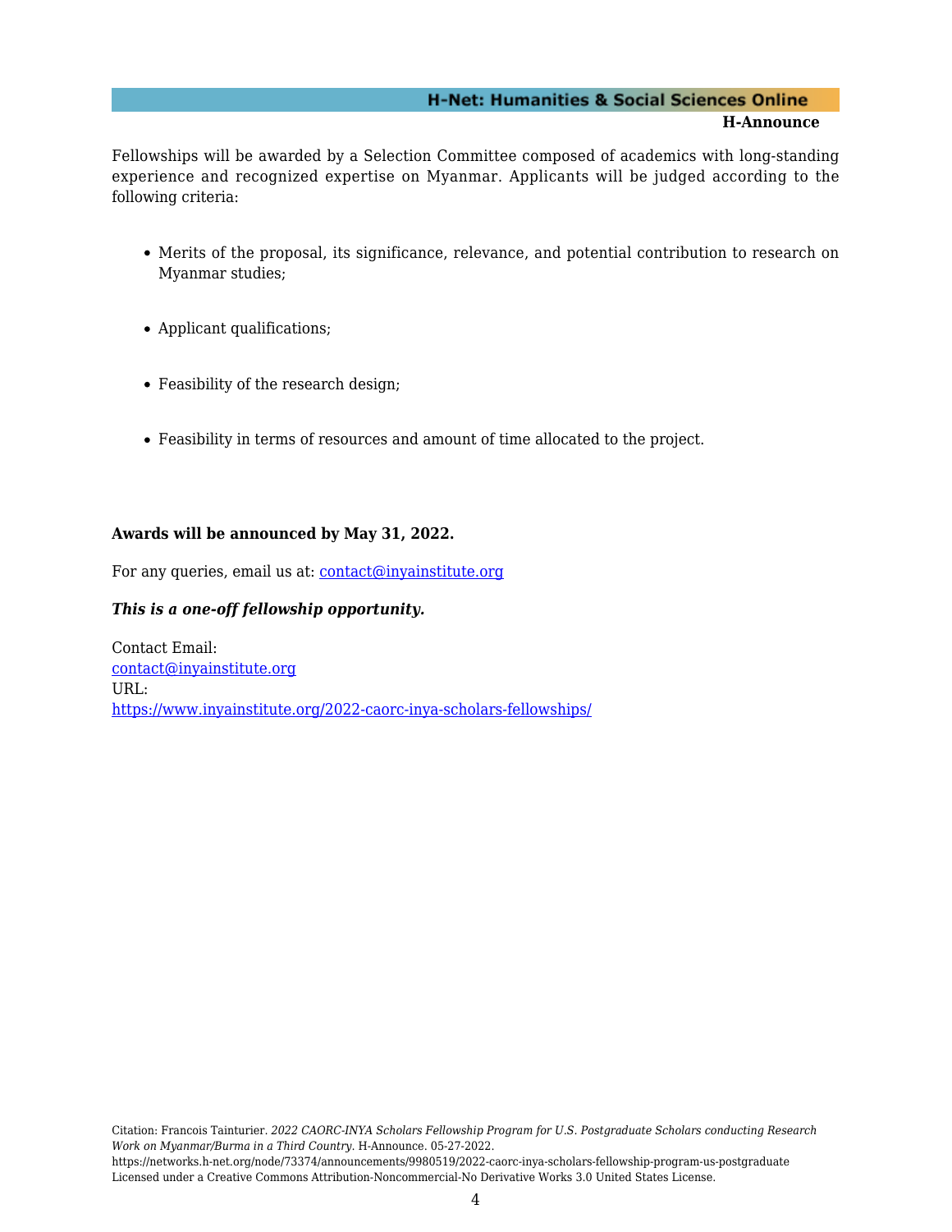Fellowships will be awarded by a Selection Committee composed of academics with long-standing experience and recognized expertise on Myanmar. Applicants will be judged according to the following criteria:

- Merits of the proposal, its significance, relevance, and potential contribution to research on Myanmar studies;
- Applicant qualifications;
- Feasibility of the research design;
- Feasibility in terms of resources and amount of time allocated to the project.

**Awards will be announced by May 31, 2022.**

For any queries, email us at: contact@inyainstitute.org

***This is a one-off fellowship opportunity.***

Contact Email:
contact@inyainstitute.org
URL:
https://www.inyainstitute.org/2022-caorc-inya-scholars-fellowships/

Citation: Francois Tainturier. *2022 CAORC-INYA Scholars Fellowship Program for U.S. Postgraduate Scholars conducting Research Work on Myanmar/Burma in a Third Country*. H-Announce. 05-27-2022.
https://networks.h-net.org/node/73374/announcements/9980519/2022-caorc-inya-scholars-fellowship-program-us-postgraduate
Licensed under a Creative Commons Attribution-Noncommercial-No Derivative Works 3.0 United States License.